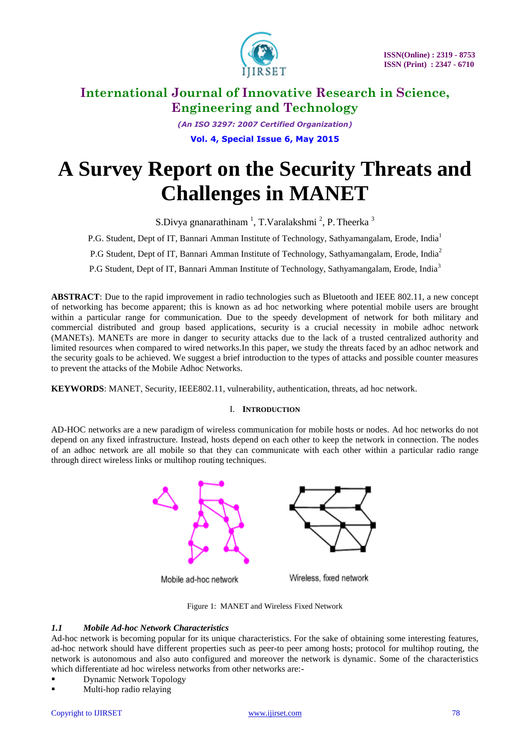# A Survey Report on the Security Threats and Challenges in MANET

S.Divya gnanarathinam [1], T.Varalakshmi [2], P. Theerka [3]

P.G. Student, Dept of IT, Bannari Amman Institute of Technology, Sathyamangalam, Erode, India[1]

P.G Student, Dept of IT, Bannari Amman Institute of Technology, Sathyamangalam, Erode, India[2]

P.G Student, Dept of IT, Bannari Amman Institute of Technology, Sathyamangalam, Erode, India[3]

**ABSTRACT**: Due to the rapid improvement in radio technologies such as Bluetooth and IEEE 802.11, a new concept of networking has become apparent; this is known as ad hoc networking where potential mobile users are brought within a particular range for communication. Due to the speedy development of network for both military and commercial distributed and group based applications, security is a crucial necessity in mobile adhoc network (MANETs). MANETs are more in danger to security attacks due to the lack of a trusted centralized authority and limited resources when compared to wired networks.In this paper, we study the threats faced by an adhoc network and the security goals to be achieved. We suggest a brief introduction to the types of attacks and possible counter measures to prevent the attacks of the Mobile Adhoc Networks.

**KEYWORDS**: MANET, Security, IEEE802.11, vulnerability, authentication, threats, ad hoc network.

## I. INTRODUCTION

AD-HOC networks are a new paradigm of wireless communication for mobile hosts or nodes. Ad hoc networks do not depend on any fixed infrastructure. Instead, hosts depend on each other to keep the network in connection. The nodes of an adhoc network are all mobile so that they can communicate with each other within a particular radio range through direct wireless links or multihop routing techniques.

Mobile ad-hoc network

Wireless, fixed network

Figure 1: MANET and Wireless Fixed Network

### *1.1 Mobile Ad-hoc Network Characteristics*

Ad-hoc network is becoming popular for its unique characteristics. For the sake of obtaining some interesting features, ad-hoc network should have different properties such as peer-to peer among hosts; protocol for multihop routing, the network is autonomous and also auto configured and moreover the network is dynamic. Some of the characteristics which differentiate ad hoc wireless networks from other networks are:-

- Dynamic Network Topology
- Multi-hop radio relaying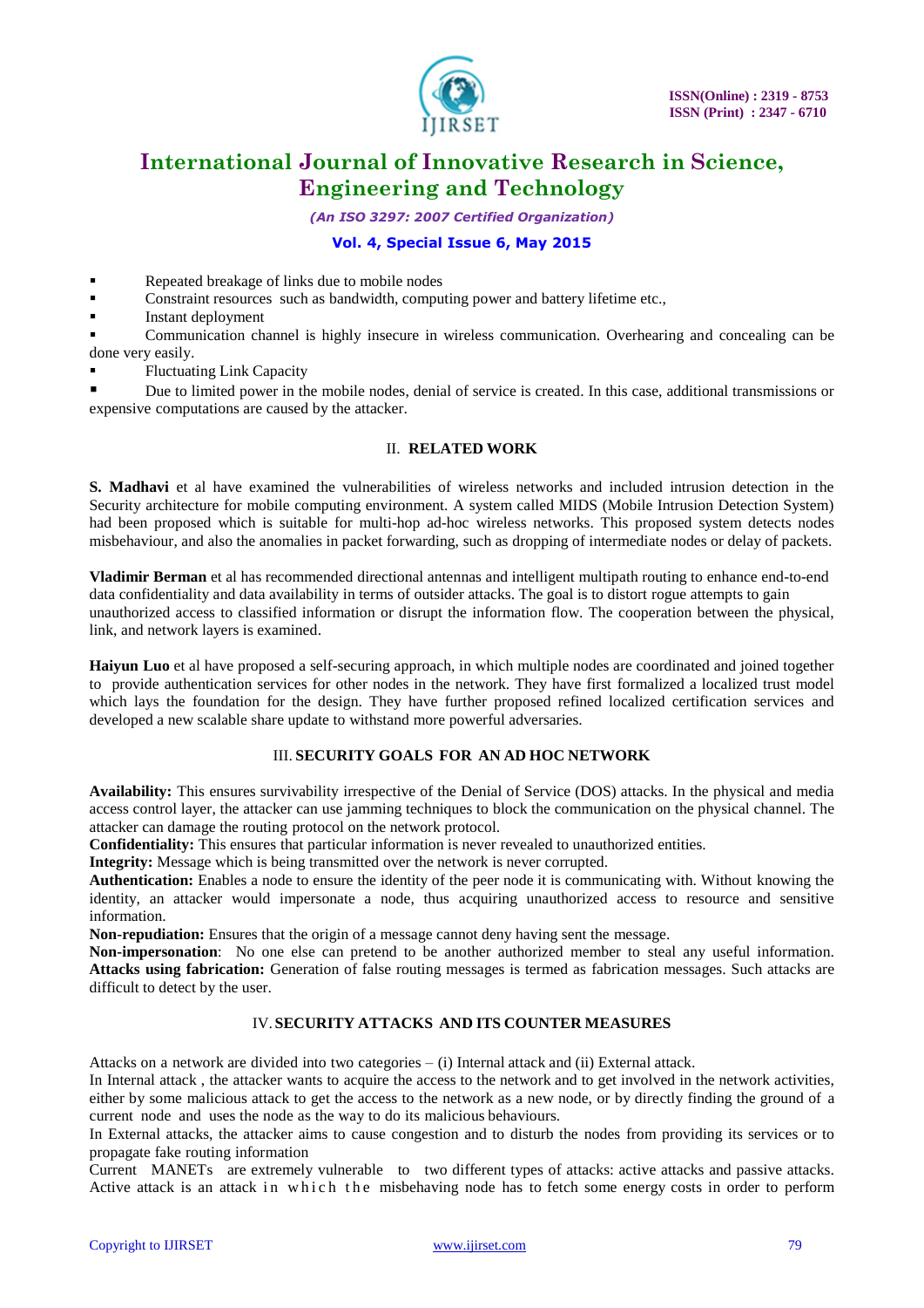- Repeated breakage of links due to mobile nodes
- Constraint resources such as bandwidth, computing power and battery lifetime etc.,
- Instant deployment
- Communication channel is highly insecure in wireless communication. Overhearing and concealing can be done very easily.
- Fluctuating Link Capacity
- Due to limited power in the mobile nodes, denial of service is created. In this case, additional transmissions or expensive computations are caused by the attacker.

## II. RELATED WORK

**S. Madhavi** et al have examined the vulnerabilities of wireless networks and included intrusion detection in the Security architecture for mobile computing environment. A system called MIDS (Mobile Intrusion Detection System) had been proposed which is suitable for multi-hop ad-hoc wireless networks. This proposed system detects nodes misbehaviour, and also the anomalies in packet forwarding, such as dropping of intermediate nodes or delay of packets.

**Vladimir Berman** et al has recommended directional antennas and intelligent multipath routing to enhance end-to-end data confidentiality and data availability in terms of outsider attacks. The goal is to distort rogue attempts to gain unauthorized access to classified information or disrupt the information flow. The cooperation between the physical, link, and network layers is examined.

**Haiyun Luo** et al have proposed a self-securing approach, in which multiple nodes are coordinated and joined together to provide authentication services for other nodes in the network. They have first formalized a localized trust model which lays the foundation for the design. They have further proposed refined localized certification services and developed a new scalable share update to withstand more powerful adversaries.

## III. SECURITY GOALS FOR AN AD HOC NETWORK

**Availability:** This ensures survivability irrespective of the Denial of Service (DOS) attacks. In the physical and media access control layer, the attacker can use jamming techniques to block the communication on the physical channel. The attacker can damage the routing protocol on the network protocol.
**Confidentiality:** This ensures that particular information is never revealed to unauthorized entities.
**Integrity:** Message which is being transmitted over the network is never corrupted.
**Authentication:** Enables a node to ensure the identity of the peer node it is communicating with. Without knowing the identity, an attacker would impersonate a node, thus acquiring unauthorized access to resource and sensitive information.
**Non-repudiation:** Ensures that the origin of a message cannot deny having sent the message.
**Non-impersonation**: No one else can pretend to be another authorized member to steal any useful information.
**Attacks using fabrication:** Generation of false routing messages is termed as fabrication messages. Such attacks are difficult to detect by the user.

## IV. SECURITY ATTACKS AND ITS COUNTER MEASURES

Attacks on a network are divided into two categories – (i) Internal attack and (ii) External attack.
In Internal attack , the attacker wants to acquire the access to the network and to get involved in the network activities, either by some malicious attack to get the access to the network as a new node, or by directly finding the ground of a current node and uses the node as the way to do its malicious behaviours.
In External attacks, the attacker aims to cause congestion and to disturb the nodes from providing its services or to propagate fake routing information
Current MANETs are extremely vulnerable to two different types of attacks: active attacks and passive attacks. Active attack is an attack in which the misbehaving node has to fetch some energy costs in order to perform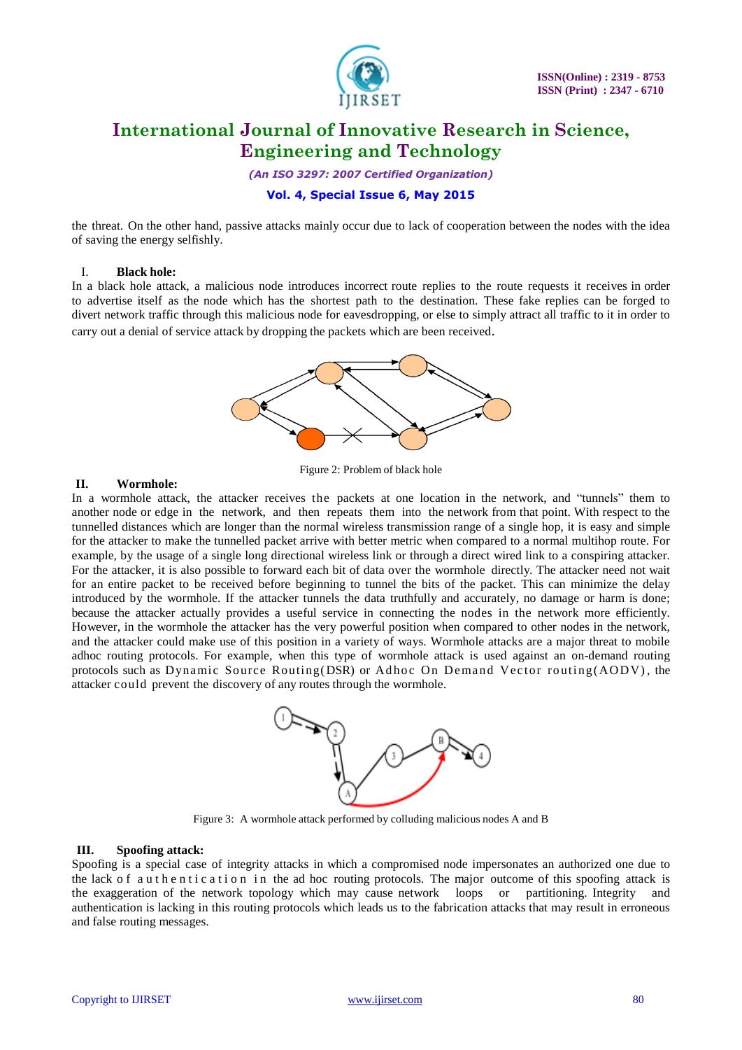the threat. On the other hand, passive attacks mainly occur due to lack of cooperation between the nodes with the idea of saving the energy selfishly.

### I. Black hole:

In a black hole attack, a malicious node introduces incorrect route replies to the route requests it receives in order to advertise itself as the node which has the shortest path to the destination. These fake replies can be forged to divert network traffic through this malicious node for eavesdropping, or else to simply attract all traffic to it in order to carry out a denial of service attack by dropping the packets which are been received.

Figure 2: Problem of black hole

### II. Wormhole:

In a wormhole attack, the attacker receives the packets at one location in the network, and "tunnels" them to another node or edge in the network, and then repeats them into the network from that point. With respect to the tunnelled distances which are longer than the normal wireless transmission range of a single hop, it is easy and simple for the attacker to make the tunnelled packet arrive with better metric when compared to a normal multihop route. For example, by the usage of a single long directional wireless link or through a direct wired link to a conspiring attacker. For the attacker, it is also possible to forward each bit of data over the wormhole directly. The attacker need not wait for an entire packet to be received before beginning to tunnel the bits of the packet. This can minimize the delay introduced by the wormhole. If the attacker tunnels the data truthfully and accurately, no damage or harm is done; because the attacker actually provides a useful service in connecting the nodes in the network more efficiently. However, in the wormhole the attacker has the very powerful position when compared to other nodes in the network, and the attacker could make use of this position in a variety of ways. Wormhole attacks are a major threat to mobile adhoc routing protocols. For example, when this type of wormhole attack is used against an on-demand routing protocols such as Dynamic Source Routing(DSR) or Adhoc On Demand Vector routing(AODV), the attacker could prevent the discovery of any routes through the wormhole.

Figure 3: A wormhole attack performed by colluding malicious nodes A and B

### III. Spoofing attack:

Spoofing is a special case of integrity attacks in which a compromised node impersonates an authorized one due to the lack of authentication in the ad hoc routing protocols. The major outcome of this spoofing attack is the exaggeration of the network topology which may cause network loops or partitioning. Integrity and authentication is lacking in this routing protocols which leads us to the fabrication attacks that may result in erroneous and false routing messages.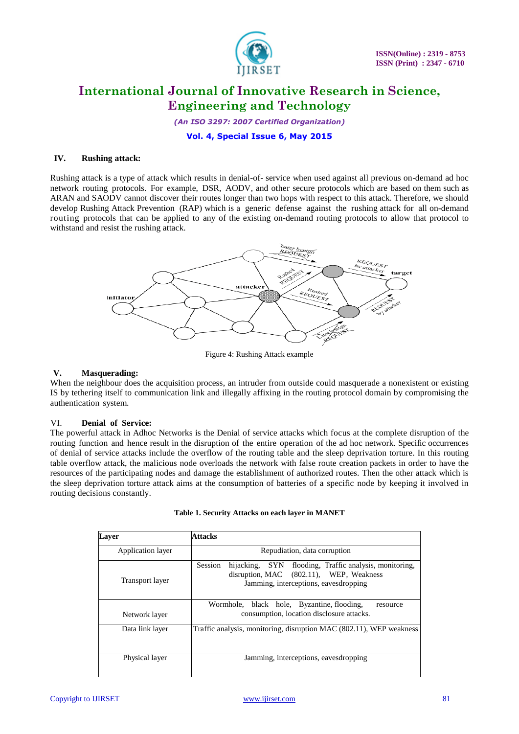### IV. Rushing attack:

Rushing attack is a type of attack which results in denial-of- service when used against all previous on-demand ad hoc network routing protocols. For example, DSR, AODV, and other secure protocols which are based on them such as ARAN and SAODV cannot discover their routes longer than two hops with respect to this attack. Therefore, we should develop Rushing Attack Prevention (RAP) which is a generic defense against the rushing attack for all on-demand routing protocols that can be applied to any of the existing on-demand routing protocols to allow that protocol to withstand and resist the rushing attack.

Figure 4: Rushing Attack example

### V. Masquerading:

When the neighbour does the acquisition process, an intruder from outside could masquerade a nonexistent or existing IS by tethering itself to communication link and illegally affixing in the routing protocol domain by compromising the authentication system.

### VI. Denial of Service:

The powerful attack in Adhoc Networks is the Denial of service attacks which focus at the complete disruption of the routing function and hence result in the disruption of the entire operation of the ad hoc network. Specific occurrences of denial of service attacks include the overflow of the routing table and the sleep deprivation torture. In this routing table overflow attack, the malicious node overloads the network with false route creation packets in order to have the resources of the participating nodes and damage the establishment of authorized routes. Then the other attack which is the sleep deprivation torture attack aims at the consumption of batteries of a specific node by keeping it involved in routing decisions constantly.

**Table 1. Security Attacks on each layer in MANET**

| Layer | Attacks |
|---|---|
| Application layer | Repudiation, data corruption |
| Transport layer | Session hijacking, SYN flooding, Traffic analysis, monitoring, disruption, MAC (802.11), WEP, Weakness Jamming, interceptions, eavesdropping |
| Network layer | Wormhole, black hole, Byzantine, flooding, resource consumption, location disclosure attacks. |
| Data link layer | Traffic analysis, monitoring, disruption MAC (802.11), WEP weakness |
| Physical layer | Jamming, interceptions, eavesdropping |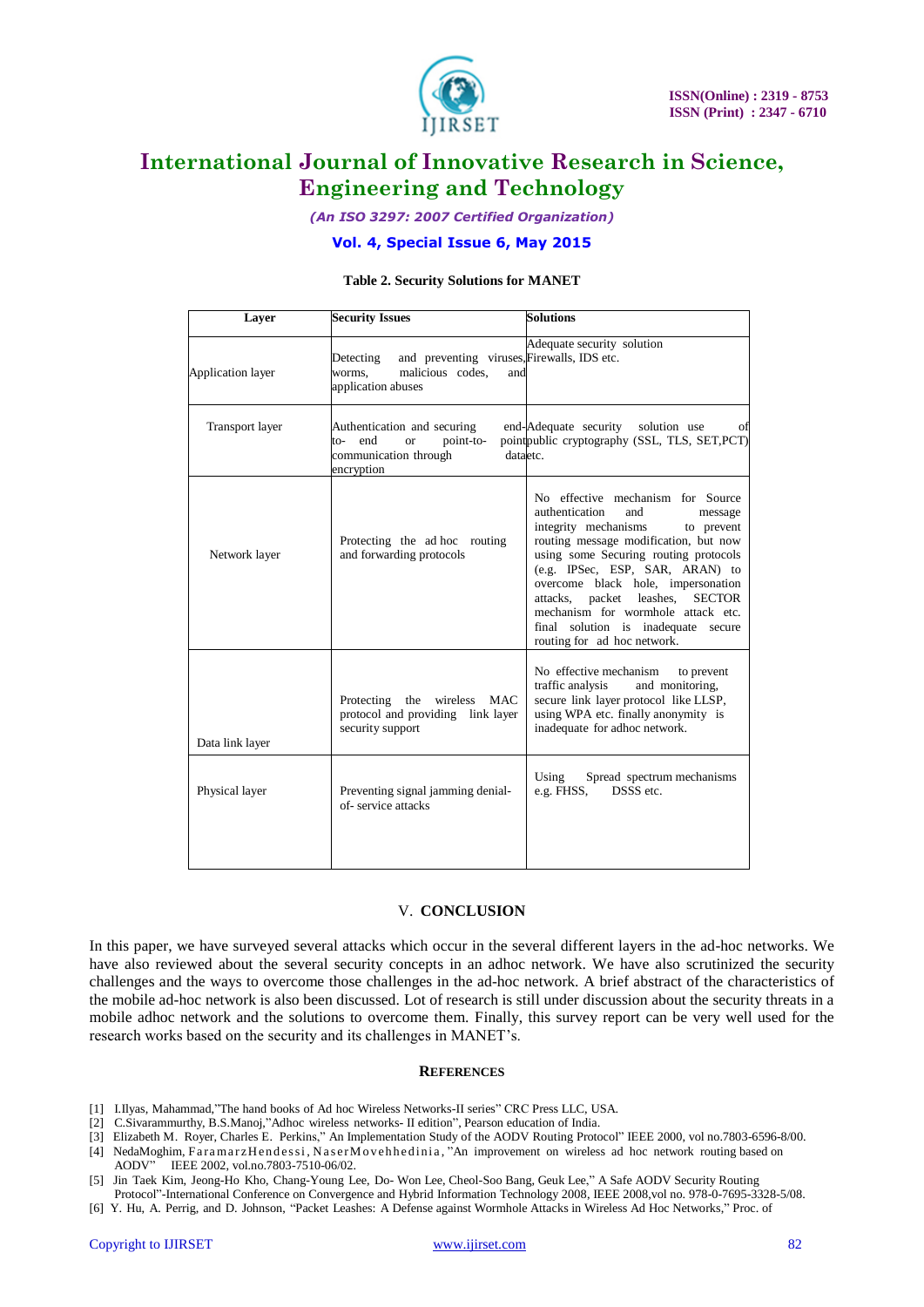**Table 2. Security Solutions for MANET**

| Layer | Security Issues | Solutions |
|---|---|---|
| Application layer | Detecting and preventing viruses, worms, malicious codes, and application abuses | Adequate security solution Firewalls, IDS etc. |
| Transport layer | Authentication and securing end-to- end or point-to-point communication through data encryption | Adequate security solution use of public cryptography (SSL, TLS, SET,PCT) etc. |
| Network layer | Protecting the ad hoc routing and forwarding protocols | No effective mechanism for Source authentication and message integrity mechanisms to prevent routing message modification, but now using some Securing routing protocols (e.g. IPSec, ESP, SAR, ARAN) to overcome black hole, impersonation attacks, packet leashes, SECTOR mechanism for wormhole attack etc. final solution is inadequate secure routing for ad hoc network. |
| Data link layer | Protecting the wireless MAC protocol and providing link layer security support | No effective mechanism to prevent traffic analysis and monitoring, secure link layer protocol like LLSP, using WPA etc. finally anonymity is inadequate for adhoc network. |
| Physical layer | Preventing signal jamming denial-of- service attacks | Using Spread spectrum mechanisms e.g. FHSS, DSSS etc. |

## V. CONCLUSION

In this paper, we have surveyed several attacks which occur in the several different layers in the ad-hoc networks. We have also reviewed about the several security concepts in an adhoc network. We have also scrutinized the security challenges and the ways to overcome those challenges in the ad-hoc network. A brief abstract of the characteristics of the mobile ad-hoc network is also been discussed. Lot of research is still under discussion about the security threats in a mobile adhoc network and the solutions to overcome them. Finally, this survey report can be very well used for the research works based on the security and its challenges in MANET's.

## REFERENCES

[1] I.Ilyas, Mahammad,"The hand books of Ad hoc Wireless Networks-II series" CRC Press LLC, USA.

[2] C.Sivarammurthy, B.S.Manoj,"Adhoc wireless networks- II edition", Pearson education of India.

[3] Elizabeth M. Royer, Charles E. Perkins," An Implementation Study of the AODV Routing Protocol" IEEE 2000, vol no.7803-6596-8/00.

[4] NedaMoghim, FaramarzHendessi, NaserMovehhedinia, "An improvement on wireless ad hoc network routing based on AODV" IEEE 2002, vol.no.7803-7510-06/02.

[5] Jin Taek Kim, Jeong-Ho Kho, Chang-Young Lee, Do- Won Lee, Cheol-Soo Bang, Geuk Lee," A Safe AODV Security Routing Protocol"-International Conference on Convergence and Hybrid Information Technology 2008, IEEE 2008,vol no. 978-0-7695-3328-5/08.

[6] Y. Hu, A. Perrig, and D. Johnson, "Packet Leashes: A Defense against Wormhole Attacks in Wireless Ad Hoc Networks," Proc. of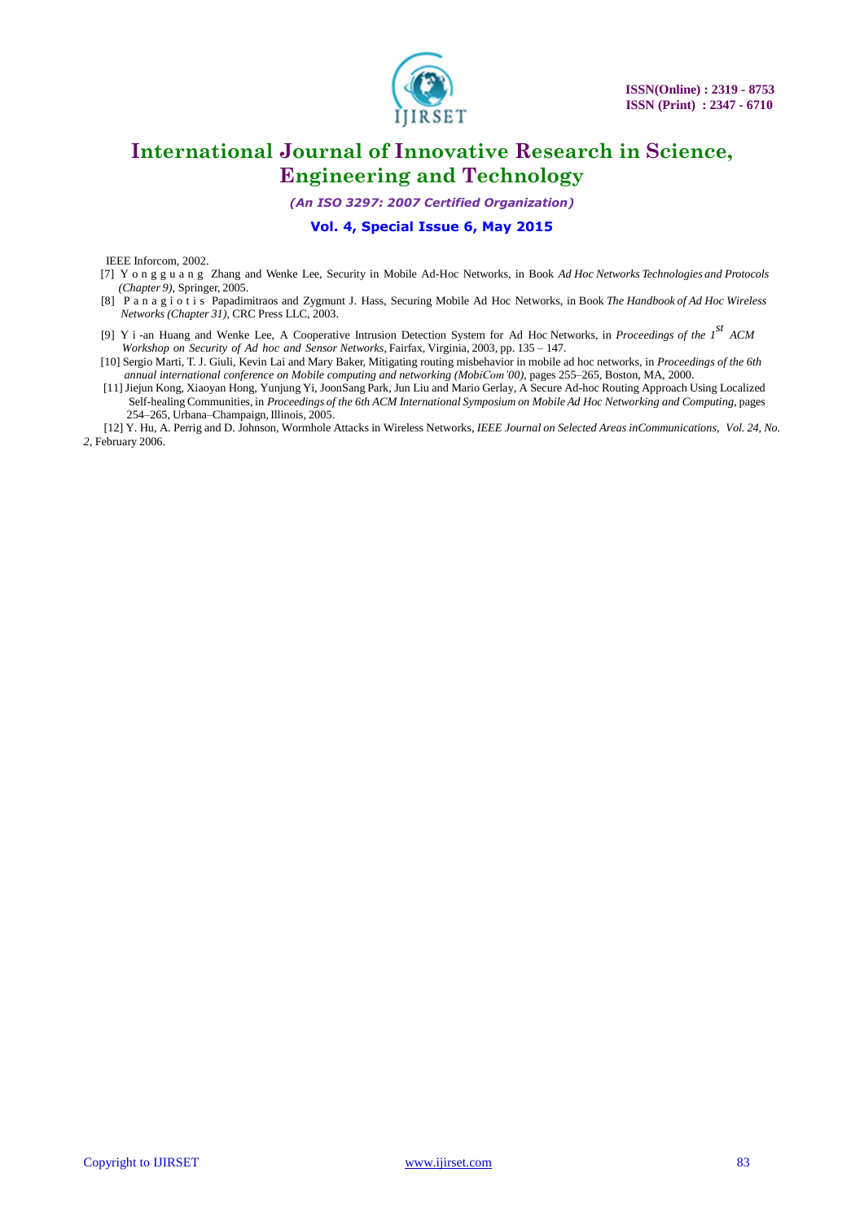IEEE Inforcom, 2002.

[7] Y o n g g u a n g Zhang and Wenke Lee, Security in Mobile Ad-Hoc Networks, in Book *Ad Hoc Networks Technologies and Protocols (Chapter 9)*, Springer, 2005.

[8] P a n a g i o t i s Papadimitraos and Zygmunt J. Hass, Securing Mobile Ad Hoc Networks, in Book *The Handbook of Ad Hoc Wireless Networks (Chapter 31)*, CRC Press LLC, 2003.

[9] Y i -an Huang and Wenke Lee, A Cooperative Intrusion Detection System for Ad Hoc Networks, in *Proceedings of the 1st ACM Workshop on Security of Ad hoc and Sensor Networks*, Fairfax, Virginia, 2003, pp. 135 – 147.

[10] Sergio Marti, T. J. Giuli, Kevin Lai and Mary Baker, Mitigating routing misbehavior in mobile ad hoc networks, in *Proceedings of the 6th annual international conference on Mobile computing and networking (MobiCom'00)*, pages 255–265, Boston, MA, 2000.

[11] Jiejun Kong, Xiaoyan Hong, Yunjung Yi, JoonSang Park, Jun Liu and Mario Gerlay, A Secure Ad-hoc Routing Approach Using Localized Self-healing Communities, in *Proceedings of the 6th ACM International Symposium on Mobile Ad Hoc Networking and Computing*, pages 254–265, Urbana–Champaign, Illinois, 2005.

[12] Y. Hu, A. Perrig and D. Johnson, Wormhole Attacks in Wireless Networks, *IEEE Journal on Selected Areas inCommunications, Vol. 24, No. 2*, February 2006.